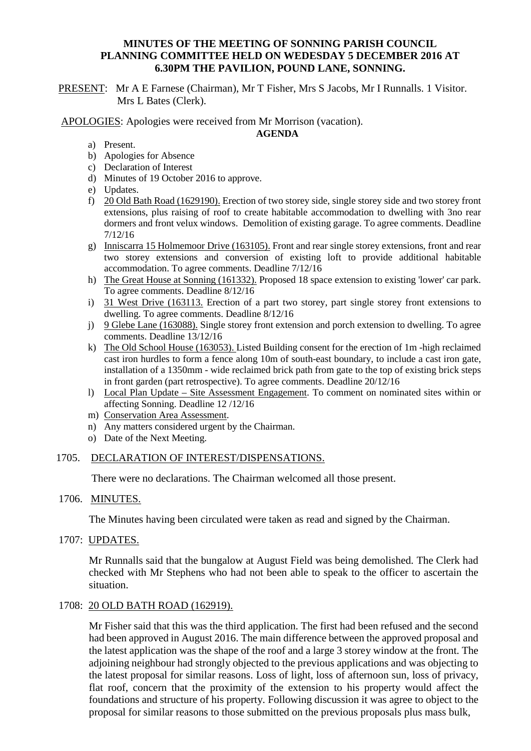# MINUTES OF THE MEETING OF SONNING PARISH COUNCIL PLANNING COMMITTEE HELD ON WEDESDAY 5 DECEMBER 2016 AT 6.30PM THE PAVILION, POUND LANE, SONNING.

PRESENT: Mr A E Farnese (Chairman), Mr T Fisher, Mrs S Jacobs, Mr I Runnalls. 1 Visitor. Mrs L Bates (Clerk).

APOLOGIES: Apologies were received from Mr Morrison (vacation).

**AGENDA**

a) Present.
b) Apologies for Absence
c) Declaration of Interest
d) Minutes of 19 October 2016 to approve.
e) Updates.
f) 20 Old Bath Road (1629190). Erection of two storey side, single storey side and two storey front extensions, plus raising of roof to create habitable accommodation to dwelling with 3no rear dormers and front velux windows. Demolition of existing garage. To agree comments. Deadline 7/12/16
g) Inniscarra 15 Holmemoor Drive (163105). Front and rear single storey extensions, front and rear two storey extensions and conversion of existing loft to provide additional habitable accommodation. To agree comments. Deadline 7/12/16
h) The Great House at Sonning (161332). Proposed 18 space extension to existing 'lower' car park. To agree comments. Deadline 8/12/16
i) 31 West Drive (163113. Erection of a part two storey, part single storey front extensions to dwelling. To agree comments. Deadline 8/12/16
j) 9 Glebe Lane (163088). Single storey front extension and porch extension to dwelling. To agree comments. Deadline 13/12/16
k) The Old School House (163053). Listed Building consent for the erection of 1m -high reclaimed cast iron hurdles to form a fence along 10m of south-east boundary, to include a cast iron gate, installation of a 1350mm - wide reclaimed brick path from gate to the top of existing brick steps in front garden (part retrospective). To agree comments. Deadline 20/12/16
l) Local Plan Update – Site Assessment Engagement. To comment on nominated sites within or affecting Sonning. Deadline 12 /12/16
m) Conservation Area Assessment.
n) Any matters considered urgent by the Chairman.
o) Date of the Next Meeting.

1705. DECLARATION OF INTEREST/DISPENSATIONS.

There were no declarations. The Chairman welcomed all those present.

1706. MINUTES.

The Minutes having been circulated were taken as read and signed by the Chairman.

1707: UPDATES.

Mr Runnalls said that the bungalow at August Field was being demolished. The Clerk had checked with Mr Stephens who had not been able to speak to the officer to ascertain the situation.

1708: 20 OLD BATH ROAD (162919).

Mr Fisher said that this was the third application. The first had been refused and the second had been approved in August 2016. The main difference between the approved proposal and the latest application was the shape of the roof and a large 3 storey window at the front. The adjoining neighbour had strongly objected to the previous applications and was objecting to the latest proposal for similar reasons. Loss of light, loss of afternoon sun, loss of privacy, flat roof, concern that the proximity of the extension to his property would affect the foundations and structure of his property. Following discussion it was agree to object to the proposal for similar reasons to those submitted on the previous proposals plus mass bulk,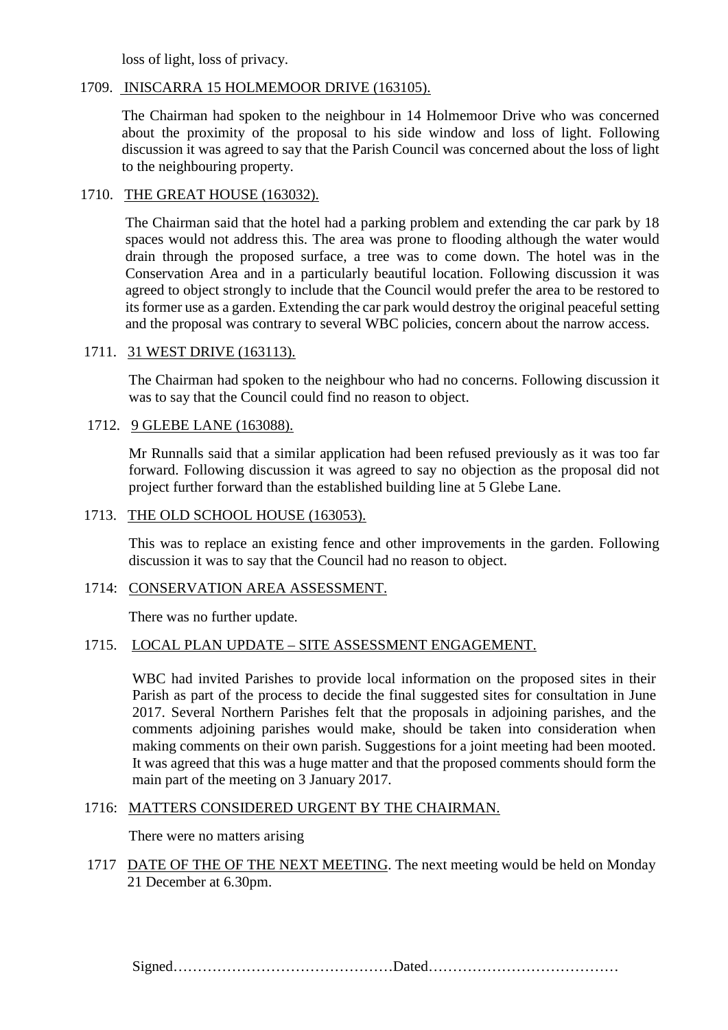loss of light, loss of privacy.

1709. INISCARRA 15 HOLMEMOOR DRIVE (163105).

The Chairman had spoken to the neighbour in 14 Holmemoor Drive who was concerned about the proximity of the proposal to his side window and loss of light. Following discussion it was agreed to say that the Parish Council was concerned about the loss of light to the neighbouring property.

1710. THE GREAT HOUSE (163032).

The Chairman said that the hotel had a parking problem and extending the car park by 18 spaces would not address this. The area was prone to flooding although the water would drain through the proposed surface, a tree was to come down. The hotel was in the Conservation Area and in a particularly beautiful location. Following discussion it was agreed to object strongly to include that the Council would prefer the area to be restored to its former use as a garden. Extending the car park would destroy the original peaceful setting and the proposal was contrary to several WBC policies, concern about the narrow access.

1711. 31 WEST DRIVE (163113).

The Chairman had spoken to the neighbour who had no concerns. Following discussion it was to say that the Council could find no reason to object.

1712. 9 GLEBE LANE (163088).

Mr Runnalls said that a similar application had been refused previously as it was too far forward. Following discussion it was agreed to say no objection as the proposal did not project further forward than the established building line at 5 Glebe Lane.

1713. THE OLD SCHOOL HOUSE (163053).

This was to replace an existing fence and other improvements in the garden. Following discussion it was to say that the Council had no reason to object.

1714: CONSERVATION AREA ASSESSMENT.

There was no further update.

1715. LOCAL PLAN UPDATE – SITE ASSESSMENT ENGAGEMENT.

WBC had invited Parishes to provide local information on the proposed sites in their Parish as part of the process to decide the final suggested sites for consultation in June 2017. Several Northern Parishes felt that the proposals in adjoining parishes, and the comments adjoining parishes would make, should be taken into consideration when making comments on their own parish. Suggestions for a joint meeting had been mooted. It was agreed that this was a huge matter and that the proposed comments should form the main part of the meeting on 3 January 2017.

1716: MATTERS CONSIDERED URGENT BY THE CHAIRMAN.

There were no matters arising

1717 DATE OF THE OF THE NEXT MEETING. The next meeting would be held on Monday 21 December at 6.30pm.

Signed………………………………………Dated…………………………………